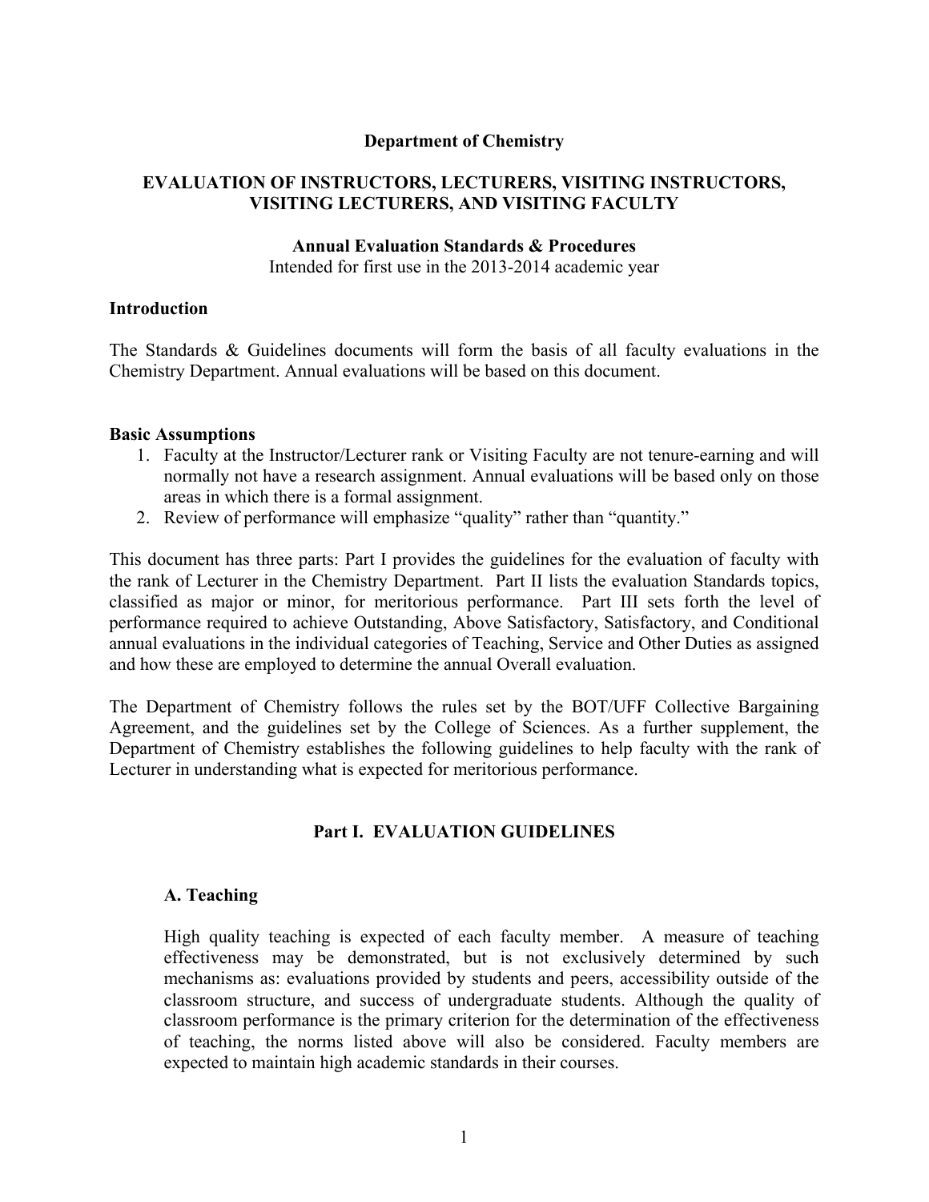# Department of Chemistry

## EVALUATION OF INSTRUCTORS, LECTURERS, VISITING INSTRUCTORS, VISITING LECTURERS, AND VISITING FACULTY

### Annual Evaluation Standards & Procedures

Intended for first use in the 2013-2014 academic year

### Introduction

The Standards & Guidelines documents will form the basis of all faculty evaluations in the Chemistry Department. Annual evaluations will be based on this document.

### Basic Assumptions

1. Faculty at the Instructor/Lecturer rank or Visiting Faculty are not tenure-earning and will normally not have a research assignment. Annual evaluations will be based only on those areas in which there is a formal assignment.
2. Review of performance will emphasize "quality" rather than "quantity."

This document has three parts: Part I provides the guidelines for the evaluation of faculty with the rank of Lecturer in the Chemistry Department. Part II lists the evaluation Standards topics, classified as major or minor, for meritorious performance. Part III sets forth the level of performance required to achieve Outstanding, Above Satisfactory, Satisfactory, and Conditional annual evaluations in the individual categories of Teaching, Service and Other Duties as assigned and how these are employed to determine the annual Overall evaluation.

The Department of Chemistry follows the rules set by the BOT/UFF Collective Bargaining Agreement, and the guidelines set by the College of Sciences. As a further supplement, the Department of Chemistry establishes the following guidelines to help faculty with the rank of Lecturer in understanding what is expected for meritorious performance.

## Part I. EVALUATION GUIDELINES

### A. Teaching

High quality teaching is expected of each faculty member. A measure of teaching effectiveness may be demonstrated, but is not exclusively determined by such mechanisms as: evaluations provided by students and peers, accessibility outside of the classroom structure, and success of undergraduate students. Although the quality of classroom performance is the primary criterion for the determination of the effectiveness of teaching, the norms listed above will also be considered. Faculty members are expected to maintain high academic standards in their courses.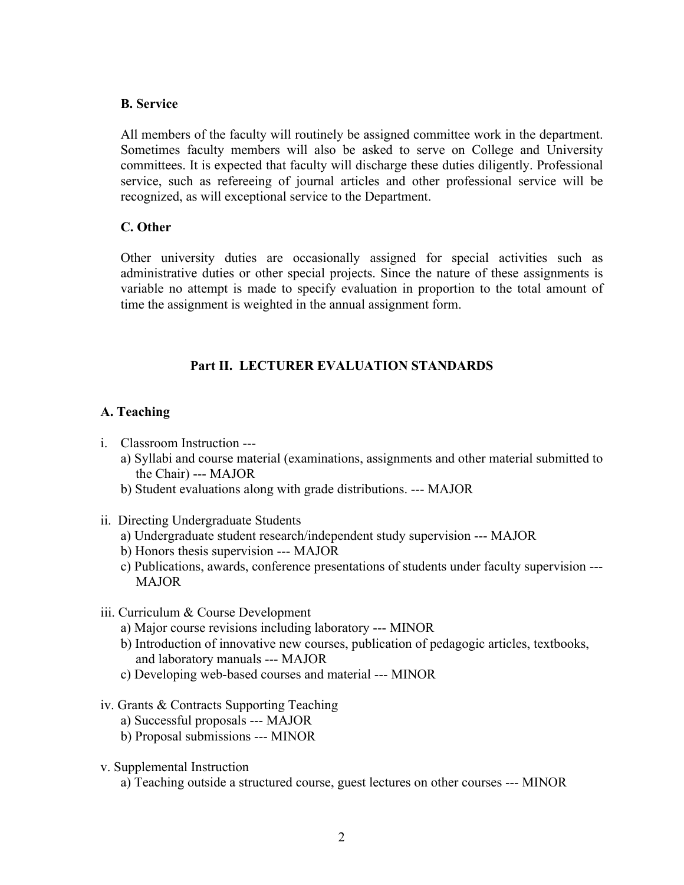**B. Service**

All members of the faculty will routinely be assigned committee work in the department. Sometimes faculty members will also be asked to serve on College and University committees. It is expected that faculty will discharge these duties diligently. Professional service, such as refereeing of journal articles and other professional service will be recognized, as will exceptional service to the Department.

**C. Other**

Other university duties are occasionally assigned for special activities such as administrative duties or other special projects. Since the nature of these assignments is variable no attempt is made to specify evaluation in proportion to the total amount of time the assignment is weighted in the annual assignment form.

## Part II. LECTURER EVALUATION STANDARDS

### A. Teaching

i. Classroom Instruction ---
   a) Syllabi and course material (examinations, assignments and other material submitted to the Chair) --- MAJOR
   b) Student evaluations along with grade distributions. --- MAJOR

ii. Directing Undergraduate Students
   a) Undergraduate student research/independent study supervision --- MAJOR
   b) Honors thesis supervision --- MAJOR
   c) Publications, awards, conference presentations of students under faculty supervision --- MAJOR

iii. Curriculum & Course Development
   a) Major course revisions including laboratory --- MINOR
   b) Introduction of innovative new courses, publication of pedagogic articles, textbooks, and laboratory manuals --- MAJOR
   c) Developing web-based courses and material --- MINOR

iv. Grants & Contracts Supporting Teaching
   a) Successful proposals --- MAJOR
   b) Proposal submissions --- MINOR

v. Supplemental Instruction
   a) Teaching outside a structured course, guest lectures on other courses --- MINOR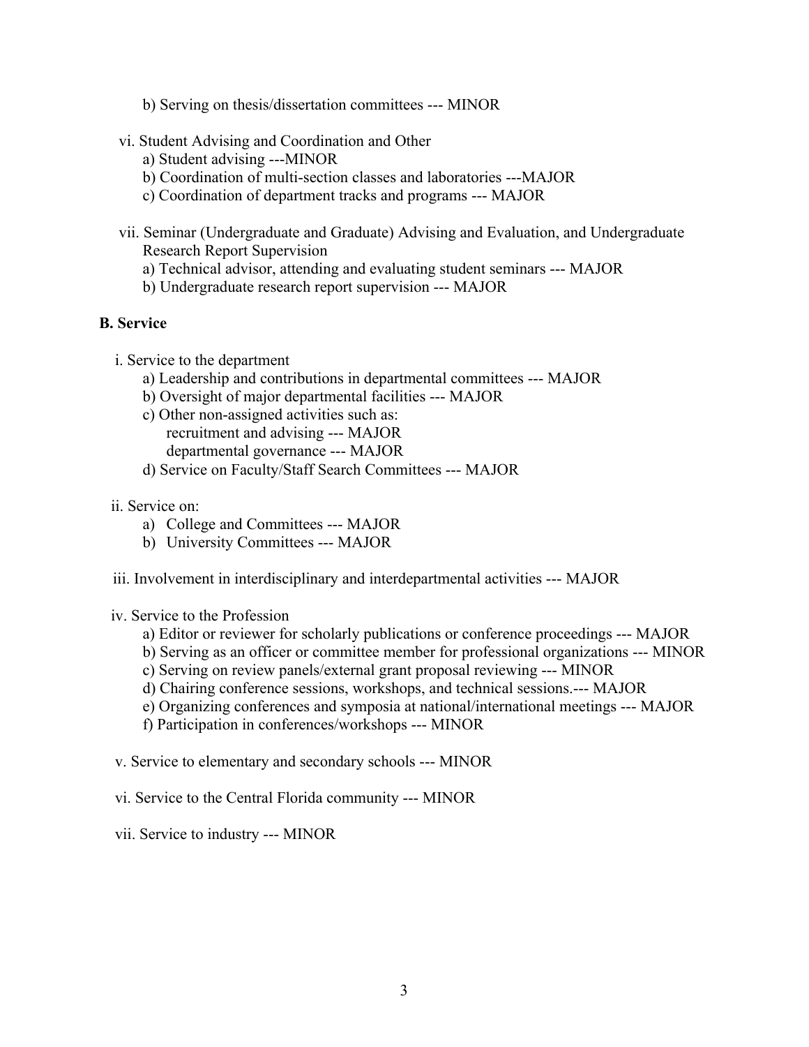b) Serving on thesis/dissertation committees --- MINOR

vi. Student Advising and Coordination and Other

- a) Student advising ---MINOR
- b) Coordination of multi-section classes and laboratories ---MAJOR
- c) Coordination of department tracks and programs --- MAJOR

vii. Seminar (Undergraduate and Graduate) Advising and Evaluation, and Undergraduate Research Report Supervision

- a) Technical advisor, attending and evaluating student seminars --- MAJOR
- b) Undergraduate research report supervision --- MAJOR

**B. Service**

i. Service to the department

- a) Leadership and contributions in departmental committees --- MAJOR
- b) Oversight of major departmental facilities --- MAJOR
- c) Other non-assigned activities such as:
  - recruitment and advising --- MAJOR
  - departmental governance --- MAJOR
- d) Service on Faculty/Staff Search Committees --- MAJOR

ii. Service on:

- a) College and Committees --- MAJOR
- b) University Committees --- MAJOR

iii. Involvement in interdisciplinary and interdepartmental activities --- MAJOR

iv. Service to the Profession

- a) Editor or reviewer for scholarly publications or conference proceedings --- MAJOR
- b) Serving as an officer or committee member for professional organizations --- MINOR
- c) Serving on review panels/external grant proposal reviewing --- MINOR
- d) Chairing conference sessions, workshops, and technical sessions.--- MAJOR
- e) Organizing conferences and symposia at national/international meetings --- MAJOR
- f) Participation in conferences/workshops --- MINOR

v. Service to elementary and secondary schools --- MINOR

vi. Service to the Central Florida community --- MINOR

vii. Service to industry --- MINOR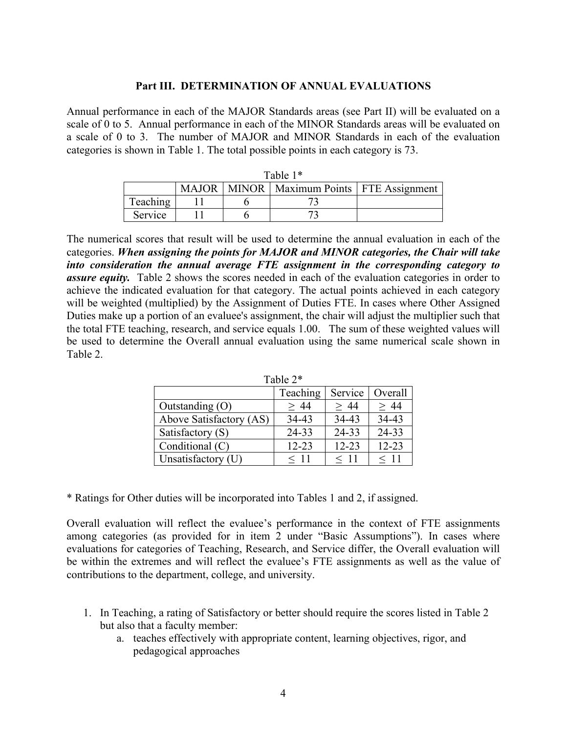### Part III. DETERMINATION OF ANNUAL EVALUATIONS

Annual performance in each of the MAJOR Standards areas (see Part II) will be evaluated on a scale of 0 to 5. Annual performance in each of the MINOR Standards areas will be evaluated on a scale of 0 to 3. The number of MAJOR and MINOR Standards in each of the evaluation categories is shown in Table 1. The total possible points in each category is 73.

Table 1*

| | MAJOR | MINOR | Maximum Points | FTE Assignment |
|---|---|---|---|---|
| Teaching | 11 | 6 | 73 | |
| Service | 11 | 6 | 73 | |

The numerical scores that result will be used to determine the annual evaluation in each of the categories. ***When assigning the points for MAJOR and MINOR categories, the Chair will take into consideration the annual average FTE assignment in the corresponding category to assure equity.*** Table 2 shows the scores needed in each of the evaluation categories in order to achieve the indicated evaluation for that category. The actual points achieved in each category will be weighted (multiplied) by the Assignment of Duties FTE. In cases where Other Assigned Duties make up a portion of an evaluee's assignment, the chair will adjust the multiplier such that the total FTE teaching, research, and service equals 1.00. The sum of these weighted values will be used to determine the Overall annual evaluation using the same numerical scale shown in Table 2.

Table 2*

| | Teaching | Service | Overall |
|---|---|---|---|
| Outstanding (O) | ≥ 44 | ≥ 44 | ≥ 44 |
| Above Satisfactory (AS) | 34-43 | 34-43 | 34-43 |
| Satisfactory (S) | 24-33 | 24-33 | 24-33 |
| Conditional (C) | 12-23 | 12-23 | 12-23 |
| Unsatisfactory (U) | ≤ 11 | ≤ 11 | ≤ 11 |

* Ratings for Other duties will be incorporated into Tables 1 and 2, if assigned.

Overall evaluation will reflect the evaluee's performance in the context of FTE assignments among categories (as provided for in item 2 under "Basic Assumptions"). In cases where evaluations for categories of Teaching, Research, and Service differ, the Overall evaluation will be within the extremes and will reflect the evaluee's FTE assignments as well as the value of contributions to the department, college, and university.

1. In Teaching, a rating of Satisfactory or better should require the scores listed in Table 2 but also that a faculty member:
   a. teaches effectively with appropriate content, learning objectives, rigor, and pedagogical approaches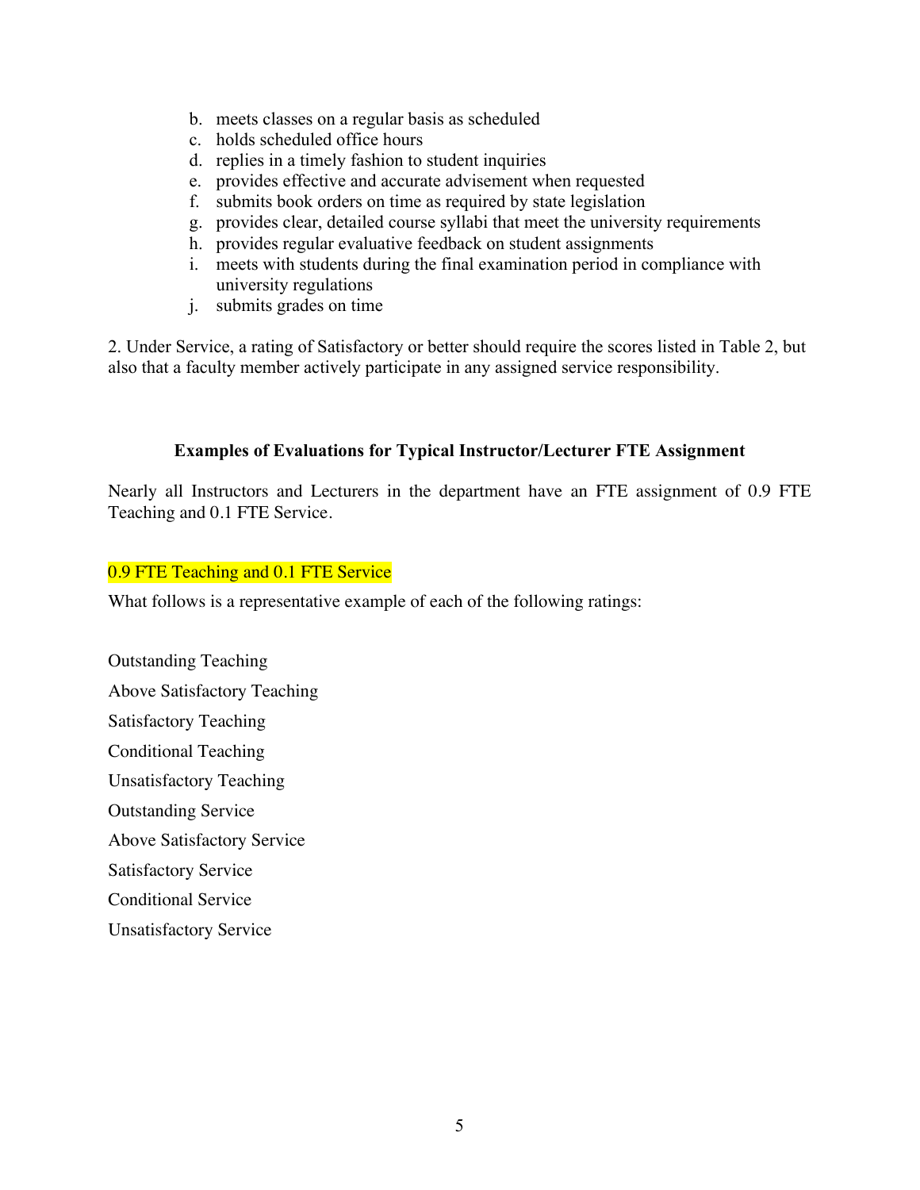b. meets classes on a regular basis as scheduled
c. holds scheduled office hours
d. replies in a timely fashion to student inquiries
e. provides effective and accurate advisement when requested
f. submits book orders on time as required by state legislation
g. provides clear, detailed course syllabi that meet the university requirements
h. provides regular evaluative feedback on student assignments
i. meets with students during the final examination period in compliance with university regulations
j. submits grades on time

2. Under Service, a rating of Satisfactory or better should require the scores listed in Table 2, but also that a faculty member actively participate in any assigned service responsibility.

### Examples of Evaluations for Typical Instructor/Lecturer FTE Assignment

Nearly all Instructors and Lecturers in the department have an FTE assignment of 0.9 FTE Teaching and 0.1 FTE Service.

0.9 FTE Teaching and 0.1 FTE Service

What follows is a representative example of each of the following ratings:

Outstanding Teaching

Above Satisfactory Teaching

Satisfactory Teaching

Conditional Teaching

Unsatisfactory Teaching

Outstanding Service

Above Satisfactory Service

Satisfactory Service

Conditional Service

Unsatisfactory Service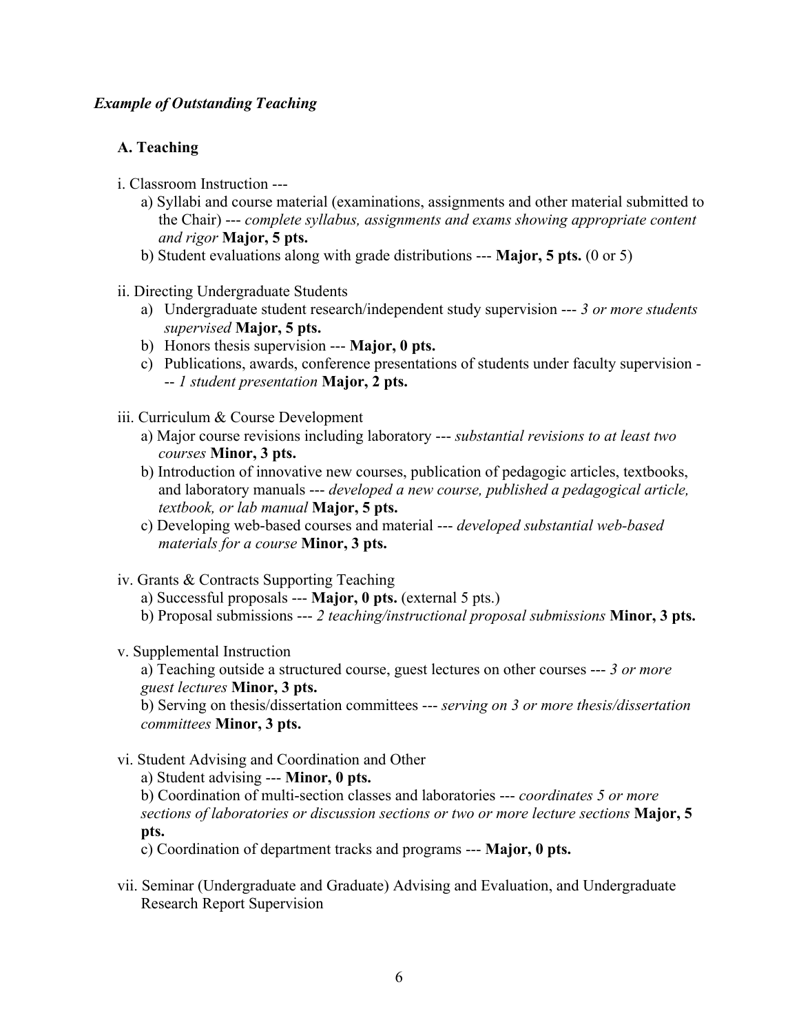*Example of Outstanding Teaching*

**A. Teaching**

i. Classroom Instruction ---

a) Syllabi and course material (examinations, assignments and other material submitted to the Chair) --- *complete syllabus, assignments and exams showing appropriate content and rigor* **Major, 5 pts.**

b) Student evaluations along with grade distributions --- **Major, 5 pts.** (0 or 5)

ii. Directing Undergraduate Students

a) Undergraduate student research/independent study supervision --- *3 or more students supervised* **Major, 5 pts.**

b) Honors thesis supervision --- **Major, 0 pts.**

c) Publications, awards, conference presentations of students under faculty supervision --- *1 student presentation* **Major, 2 pts.**

iii. Curriculum & Course Development

a) Major course revisions including laboratory --- *substantial revisions to at least two courses* **Minor, 3 pts.**

b) Introduction of innovative new courses, publication of pedagogic articles, textbooks, and laboratory manuals --- *developed a new course, published a pedagogical article, textbook, or lab manual* **Major, 5 pts.**

c) Developing web-based courses and material --- *developed substantial web-based materials for a course* **Minor, 3 pts.**

iv. Grants & Contracts Supporting Teaching

a) Successful proposals --- **Major, 0 pts.** (external 5 pts.)

b) Proposal submissions --- *2 teaching/instructional proposal submissions* **Minor, 3 pts.**

v. Supplemental Instruction

a) Teaching outside a structured course, guest lectures on other courses --- *3 or more guest lectures* **Minor, 3 pts.**

b) Serving on thesis/dissertation committees --- *serving on 3 or more thesis/dissertation committees* **Minor, 3 pts.**

vi. Student Advising and Coordination and Other

a) Student advising --- **Minor, 0 pts.**

b) Coordination of multi-section classes and laboratories --- *coordinates 5 or more sections of laboratories or discussion sections or two or more lecture sections* **Major, 5 pts.**

c) Coordination of department tracks and programs --- **Major, 0 pts.**

vii. Seminar (Undergraduate and Graduate) Advising and Evaluation, and Undergraduate Research Report Supervision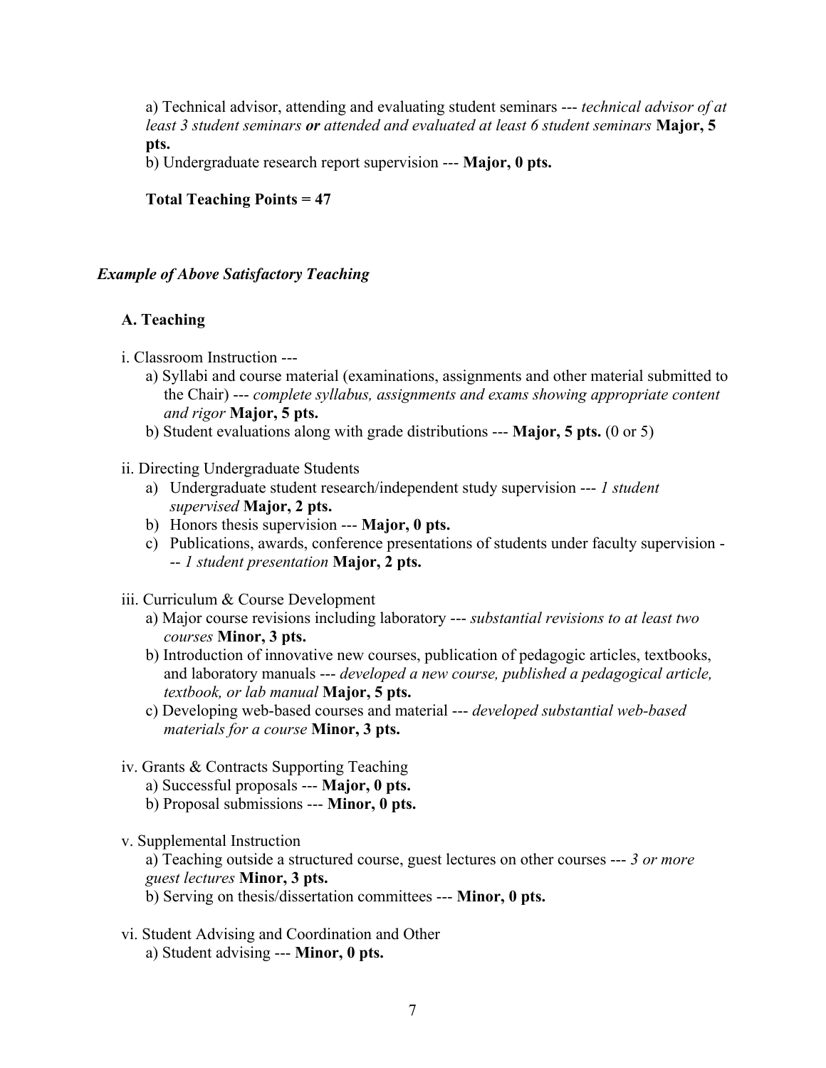a) Technical advisor, attending and evaluating student seminars --- *technical advisor of at least 3 student seminars **or** attended and evaluated at least 6 student seminars* **Major, 5 pts.**

b) Undergraduate research report supervision --- **Major, 0 pts.**

**Total Teaching Points = 47**

***Example of Above Satisfactory Teaching***

**A. Teaching**

i. Classroom Instruction ---

a) Syllabi and course material (examinations, assignments and other material submitted to the Chair) --- *complete syllabus, assignments and exams showing appropriate content and rigor* **Major, 5 pts.**

b) Student evaluations along with grade distributions --- **Major, 5 pts.** (0 or 5)

ii. Directing Undergraduate Students

a) Undergraduate student research/independent study supervision --- *1 student supervised* **Major, 2 pts.**

b) Honors thesis supervision --- **Major, 0 pts.**

c) Publications, awards, conference presentations of students under faculty supervision --- *1 student presentation* **Major, 2 pts.**

iii. Curriculum & Course Development

a) Major course revisions including laboratory --- *substantial revisions to at least two courses* **Minor, 3 pts.**

b) Introduction of innovative new courses, publication of pedagogic articles, textbooks, and laboratory manuals --- *developed a new course, published a pedagogical article, textbook, or lab manual* **Major, 5 pts.**

c) Developing web-based courses and material --- *developed substantial web-based materials for a course* **Minor, 3 pts.**

iv. Grants & Contracts Supporting Teaching

a) Successful proposals --- **Major, 0 pts.**

b) Proposal submissions --- **Minor, 0 pts.**

v. Supplemental Instruction

a) Teaching outside a structured course, guest lectures on other courses --- *3 or more guest lectures* **Minor, 3 pts.**

b) Serving on thesis/dissertation committees --- **Minor, 0 pts.**

vi. Student Advising and Coordination and Other

a) Student advising --- **Minor, 0 pts.**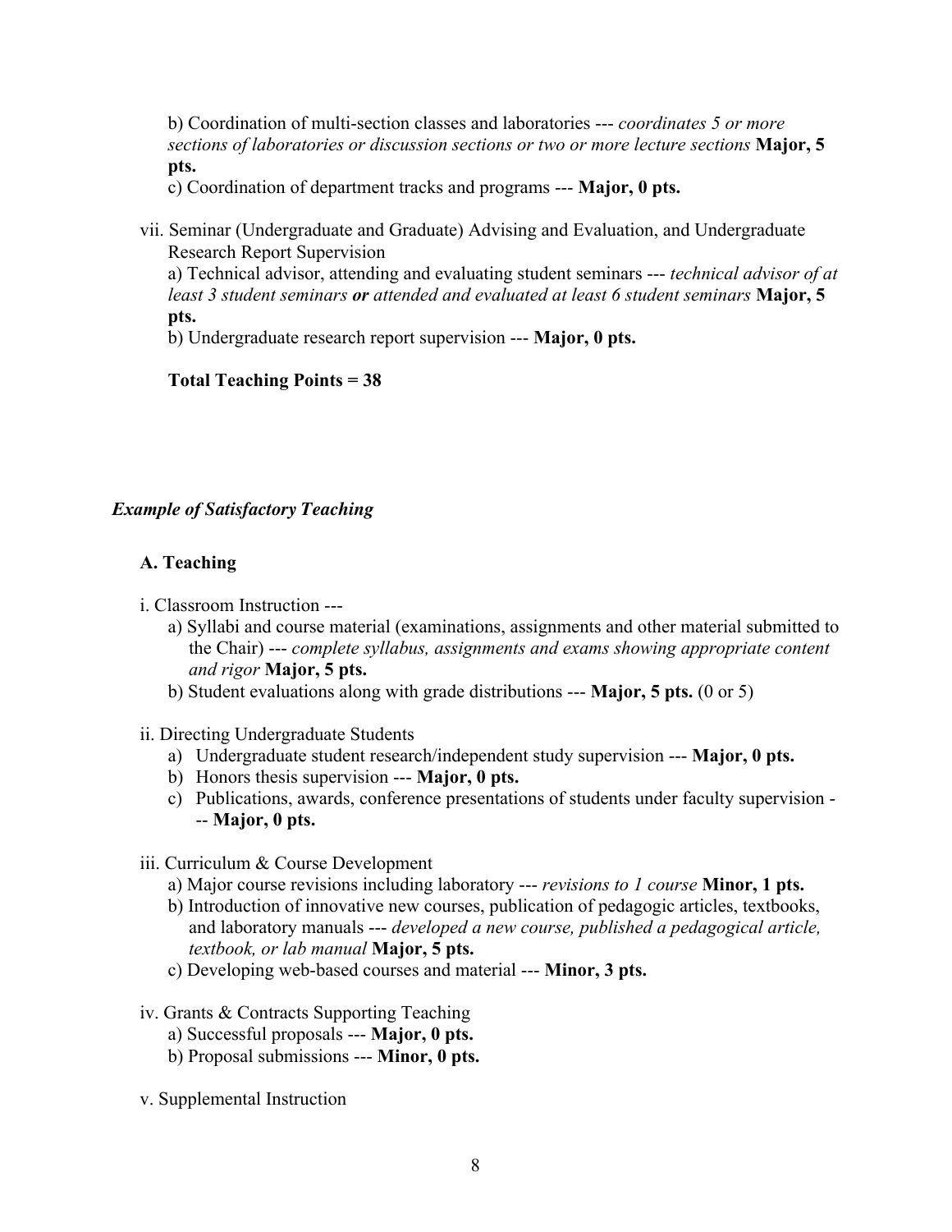b) Coordination of multi-section classes and laboratories --- *coordinates 5 or more sections of laboratories or discussion sections or two or more lecture sections* **Major, 5 pts.**

c) Coordination of department tracks and programs --- **Major, 0 pts.**

vii. Seminar (Undergraduate and Graduate) Advising and Evaluation, and Undergraduate Research Report Supervision

a) Technical advisor, attending and evaluating student seminars --- *technical advisor of at least 3 student seminars **or** attended and evaluated at least 6 student seminars* **Major, 5 pts.**

b) Undergraduate research report supervision --- **Major, 0 pts.**

**Total Teaching Points = 38**

***Example of Satisfactory Teaching***

**A. Teaching**

i. Classroom Instruction ---

a) Syllabi and course material (examinations, assignments and other material submitted to the Chair) --- *complete syllabus, assignments and exams showing appropriate content and rigor* **Major, 5 pts.**

b) Student evaluations along with grade distributions --- **Major, 5 pts.** (0 or 5)

ii. Directing Undergraduate Students

a) Undergraduate student research/independent study supervision --- **Major, 0 pts.**

b) Honors thesis supervision --- **Major, 0 pts.**

c) Publications, awards, conference presentations of students under faculty supervision --- **Major, 0 pts.**

iii. Curriculum & Course Development

a) Major course revisions including laboratory --- *revisions to 1 course* **Minor, 1 pts.**

b) Introduction of innovative new courses, publication of pedagogic articles, textbooks, and laboratory manuals --- *developed a new course, published a pedagogical article, textbook, or lab manual* **Major, 5 pts.**

c) Developing web-based courses and material --- **Minor, 3 pts.**

iv. Grants & Contracts Supporting Teaching

a) Successful proposals --- **Major, 0 pts.**

b) Proposal submissions --- **Minor, 0 pts.**

v. Supplemental Instruction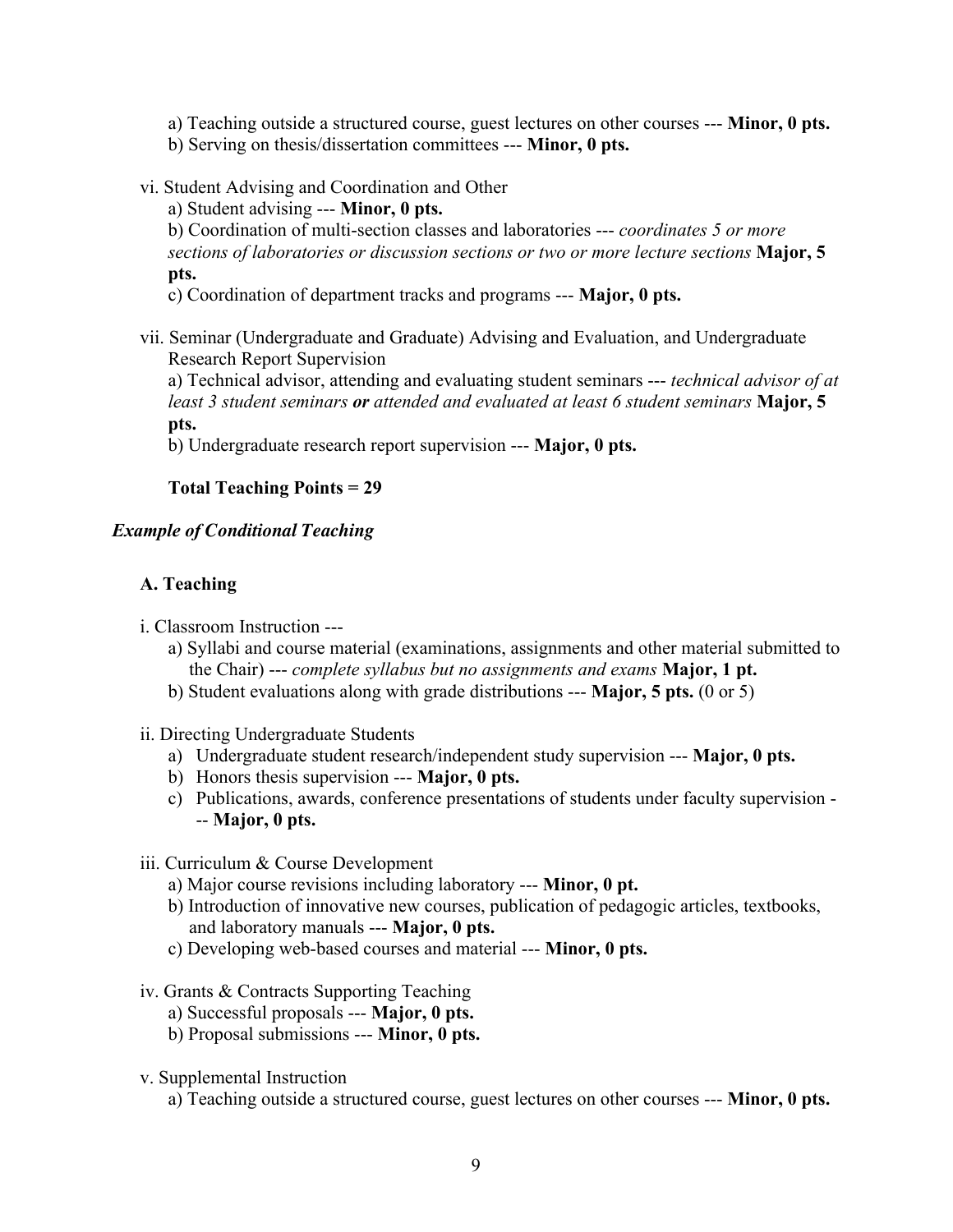a) Teaching outside a structured course, guest lectures on other courses --- **Minor, 0 pts.**
b) Serving on thesis/dissertation committees --- **Minor, 0 pts.**

vi. Student Advising and Coordination and Other

a) Student advising --- **Minor, 0 pts.**
b) Coordination of multi-section classes and laboratories --- *coordinates 5 or more sections of laboratories or discussion sections or two or more lecture sections* **Major, 5 pts.**
c) Coordination of department tracks and programs --- **Major, 0 pts.**

vii. Seminar (Undergraduate and Graduate) Advising and Evaluation, and Undergraduate Research Report Supervision

a) Technical advisor, attending and evaluating student seminars --- *technical advisor of at least 3 student seminars **or** attended and evaluated at least 6 student seminars* **Major, 5 pts.**
b) Undergraduate research report supervision --- **Major, 0 pts.**

**Total Teaching Points = 29**

***Example of Conditional Teaching***

**A. Teaching**

i. Classroom Instruction ---

a) Syllabi and course material (examinations, assignments and other material submitted to the Chair) --- *complete syllabus but no assignments and exams* **Major, 1 pt.**
b) Student evaluations along with grade distributions --- **Major, 5 pts.** (0 or 5)

ii. Directing Undergraduate Students

a) Undergraduate student research/independent study supervision --- **Major, 0 pts.**
b) Honors thesis supervision --- **Major, 0 pts.**
c) Publications, awards, conference presentations of students under faculty supervision --- **Major, 0 pts.**

iii. Curriculum & Course Development

a) Major course revisions including laboratory --- **Minor, 0 pt.**
b) Introduction of innovative new courses, publication of pedagogic articles, textbooks, and laboratory manuals --- **Major, 0 pts.**
c) Developing web-based courses and material --- **Minor, 0 pts.**

iv. Grants & Contracts Supporting Teaching

a) Successful proposals --- **Major, 0 pts.**
b) Proposal submissions --- **Minor, 0 pts.**

v. Supplemental Instruction

a) Teaching outside a structured course, guest lectures on other courses --- **Minor, 0 pts.**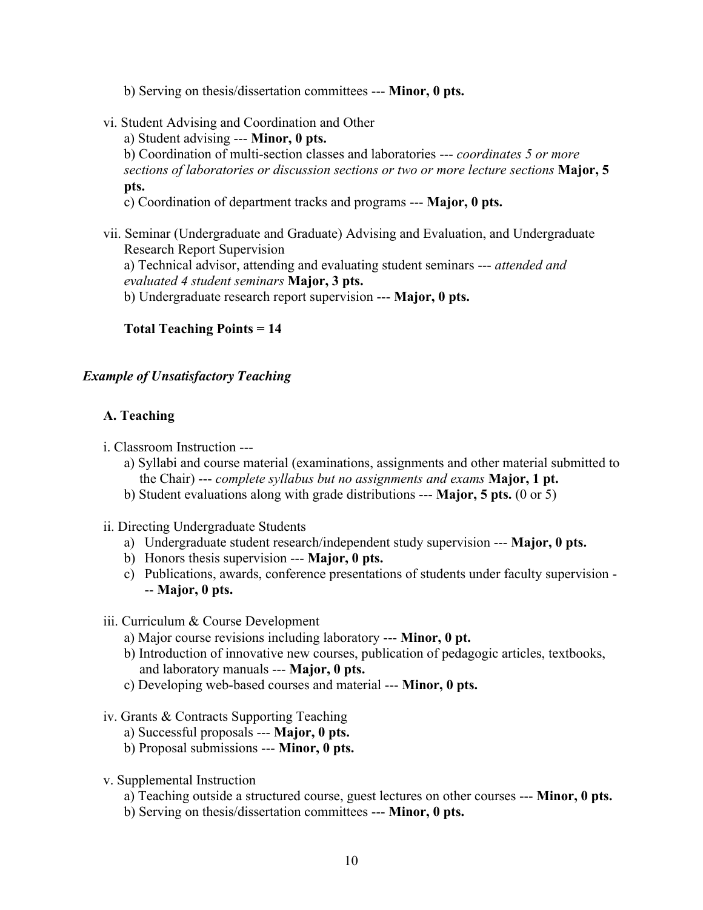b) Serving on thesis/dissertation committees --- **Minor, 0 pts.**

vi. Student Advising and Coordination and Other

a) Student advising --- **Minor, 0 pts.**

b) Coordination of multi-section classes and laboratories --- *coordinates 5 or more sections of laboratories or discussion sections or two or more lecture sections* **Major, 5 pts.**

c) Coordination of department tracks and programs --- **Major, 0 pts.**

vii. Seminar (Undergraduate and Graduate) Advising and Evaluation, and Undergraduate Research Report Supervision

a) Technical advisor, attending and evaluating student seminars --- *attended and evaluated 4 student seminars* **Major, 3 pts.**

b) Undergraduate research report supervision --- **Major, 0 pts.**

**Total Teaching Points = 14**

### *Example of Unsatisfactory Teaching*

#### A. Teaching

i. Classroom Instruction ---

a) Syllabi and course material (examinations, assignments and other material submitted to the Chair) --- *complete syllabus but no assignments and exams* **Major, 1 pt.**

b) Student evaluations along with grade distributions --- **Major, 5 pts.** (0 or 5)

ii. Directing Undergraduate Students

a) Undergraduate student research/independent study supervision --- **Major, 0 pts.**

b) Honors thesis supervision --- **Major, 0 pts.**

c) Publications, awards, conference presentations of students under faculty supervision --- **Major, 0 pts.**

iii. Curriculum & Course Development

a) Major course revisions including laboratory --- **Minor, 0 pt.**

b) Introduction of innovative new courses, publication of pedagogic articles, textbooks, and laboratory manuals --- **Major, 0 pts.**

c) Developing web-based courses and material --- **Minor, 0 pts.**

iv. Grants & Contracts Supporting Teaching

a) Successful proposals --- **Major, 0 pts.**

b) Proposal submissions --- **Minor, 0 pts.**

v. Supplemental Instruction

a) Teaching outside a structured course, guest lectures on other courses --- **Minor, 0 pts.**

b) Serving on thesis/dissertation committees --- **Minor, 0 pts.**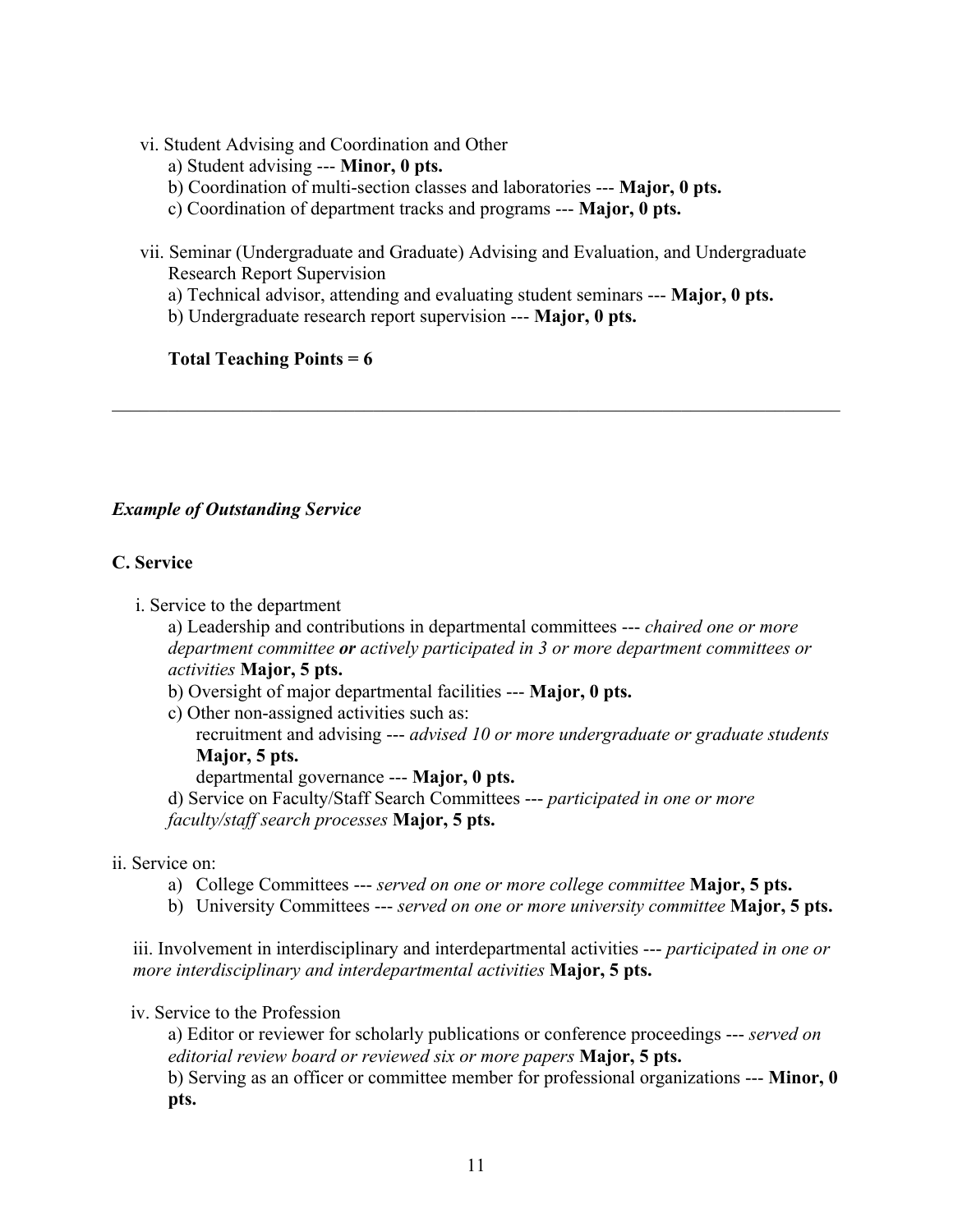vi. Student Advising and Coordination and Other

   a) Student advising --- **Minor, 0 pts.**

   b) Coordination of multi-section classes and laboratories --- **Major, 0 pts.**

   c) Coordination of department tracks and programs --- **Major, 0 pts.**

vii. Seminar (Undergraduate and Graduate) Advising and Evaluation, and Undergraduate Research Report Supervision

   a) Technical advisor, attending and evaluating student seminars --- **Major, 0 pts.**

   b) Undergraduate research report supervision --- **Major, 0 pts.**

   **Total Teaching Points = 6**

---

***Example of Outstanding Service***

**C. Service**

i. Service to the department

   a) Leadership and contributions in departmental committees --- *chained one or more department committee* ***or*** *actively participated in 3 or more department committees or activities* **Major, 5 pts.**

   b) Oversight of major departmental facilities --- **Major, 0 pts.**

   c) Other non-assigned activities such as:

      recruitment and advising --- *advised 10 or more undergraduate or graduate students* **Major, 5 pts.**

      departmental governance --- **Major, 0 pts.**

   d) Service on Faculty/Staff Search Committees --- *participated in one or more faculty/staff search processes* **Major, 5 pts.**

ii. Service on:

   a) College Committees --- *served on one or more college committee* **Major, 5 pts.**

   b) University Committees --- *served on one or more university committee* **Major, 5 pts.**

iii. Involvement in interdisciplinary and interdepartmental activities --- *participated in one or more interdisciplinary and interdepartmental activities* **Major, 5 pts.**

iv. Service to the Profession

   a) Editor or reviewer for scholarly publications or conference proceedings --- *served on editorial review board or reviewed six or more papers* **Major, 5 pts.**

   b) Serving as an officer or committee member for professional organizations --- **Minor, 0 pts.**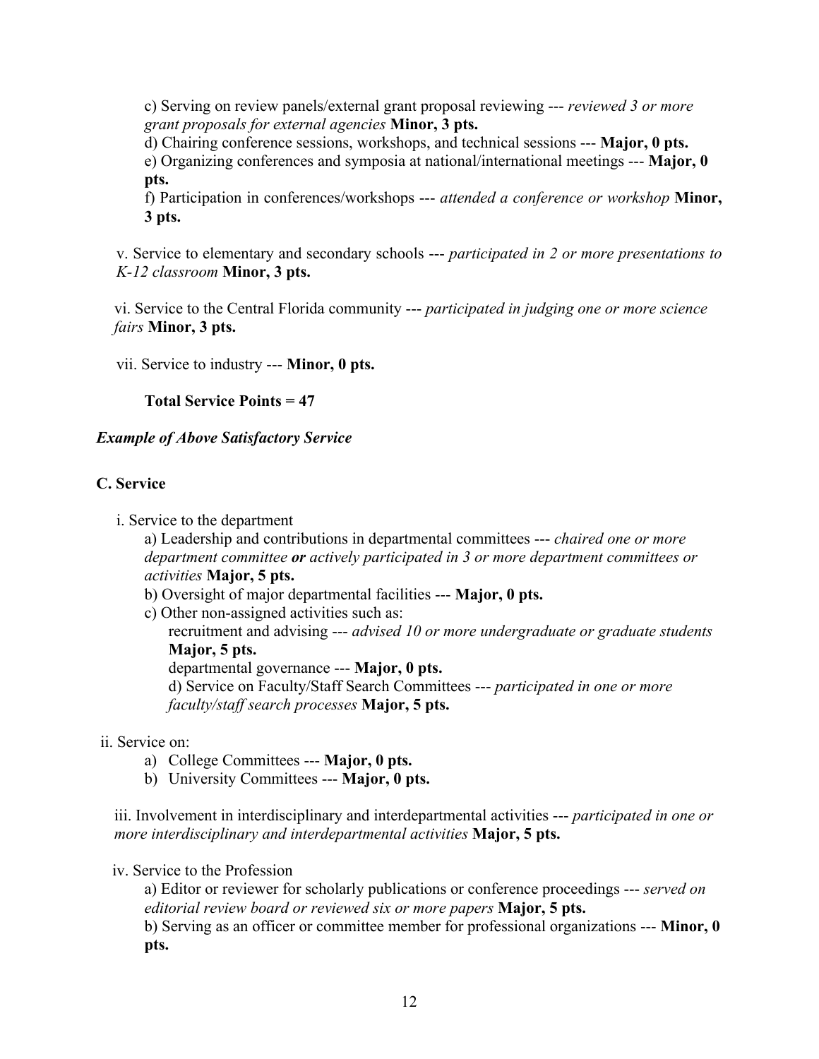c) Serving on review panels/external grant proposal reviewing --- *reviewed 3 or more grant proposals for external agencies* **Minor, 3 pts.**
d) Chairing conference sessions, workshops, and technical sessions --- **Major, 0 pts.**
e) Organizing conferences and symposia at national/international meetings --- **Major, 0 pts.**
f) Participation in conferences/workshops --- *attended a conference or workshop* **Minor, 3 pts.**

v. Service to elementary and secondary schools --- *participated in 2 or more presentations to K-12 classroom* **Minor, 3 pts.**

vi. Service to the Central Florida community --- *participated in judging one or more science fairs* **Minor, 3 pts.**

vii. Service to industry --- **Minor, 0 pts.**

**Total Service Points = 47**

***Example of Above Satisfactory Service***

**C. Service**

i. Service to the department

a) Leadership and contributions in departmental committees --- *chaired one or more department committee **or** actively participated in 3 or more department committees or activities* **Major, 5 pts.**
b) Oversight of major departmental facilities --- **Major, 0 pts.**
c) Other non-assigned activities such as:
recruitment and advising --- *advised 10 or more undergraduate or graduate students* **Major, 5 pts.**
departmental governance --- **Major, 0 pts.**
d) Service on Faculty/Staff Search Committees --- *participated in one or more faculty/staff search processes* **Major, 5 pts.**

ii. Service on:

a) College Committees --- **Major, 0 pts.**
b) University Committees --- **Major, 0 pts.**

iii. Involvement in interdisciplinary and interdepartmental activities --- *participated in one or more interdisciplinary and interdepartmental activities* **Major, 5 pts.**

iv. Service to the Profession

a) Editor or reviewer for scholarly publications or conference proceedings --- *served on editorial review board or reviewed six or more papers* **Major, 5 pts.**
b) Serving as an officer or committee member for professional organizations --- **Minor, 0 pts.**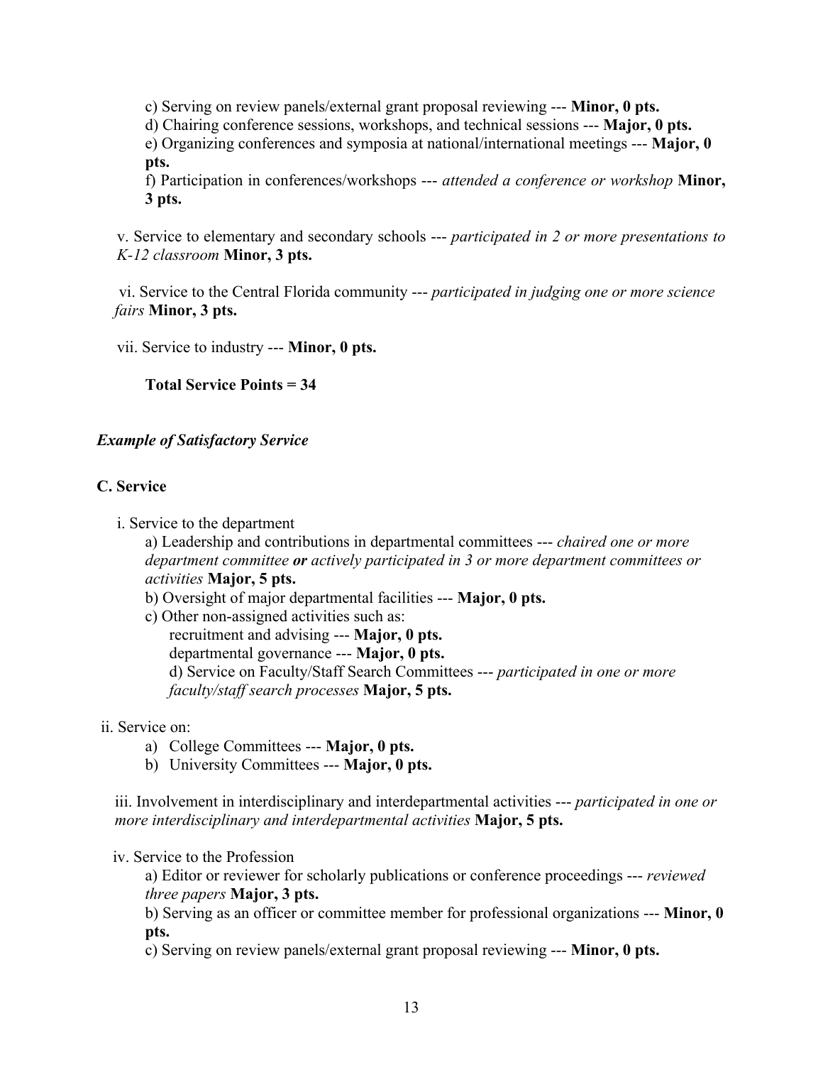c) Serving on review panels/external grant proposal reviewing --- **Minor, 0 pts.**

d) Chairing conference sessions, workshops, and technical sessions --- **Major, 0 pts.**

e) Organizing conferences and symposia at national/international meetings --- **Major, 0 pts.**

f) Participation in conferences/workshops --- *attended a conference or workshop* **Minor, 3 pts.**

v. Service to elementary and secondary schools --- *participated in 2 or more presentations to K-12 classroom* **Minor, 3 pts.**

vi. Service to the Central Florida community --- *participated in judging one or more science fairs* **Minor, 3 pts.**

vii. Service to industry --- **Minor, 0 pts.**

**Total Service Points = 34**

***Example of Satisfactory Service***

**C. Service**

i. Service to the department

a) Leadership and contributions in departmental committees --- *chaired one or more department committee* ***or*** *actively participated in 3 or more department committees or activities* **Major, 5 pts.**

b) Oversight of major departmental facilities --- **Major, 0 pts.**

c) Other non-assigned activities such as:

recruitment and advising --- **Major, 0 pts.**

departmental governance --- **Major, 0 pts.**

d) Service on Faculty/Staff Search Committees --- *participated in one or more faculty/staff search processes* **Major, 5 pts.**

ii. Service on:

a) College Committees --- **Major, 0 pts.**
b) University Committees --- **Major, 0 pts.**

iii. Involvement in interdisciplinary and interdepartmental activities --- *participated in one or more interdisciplinary and interdepartmental activities* **Major, 5 pts.**

iv. Service to the Profession

a) Editor or reviewer for scholarly publications or conference proceedings --- *reviewed three papers* **Major, 3 pts.**

b) Serving as an officer or committee member for professional organizations --- **Minor, 0 pts.**

c) Serving on review panels/external grant proposal reviewing --- **Minor, 0 pts.**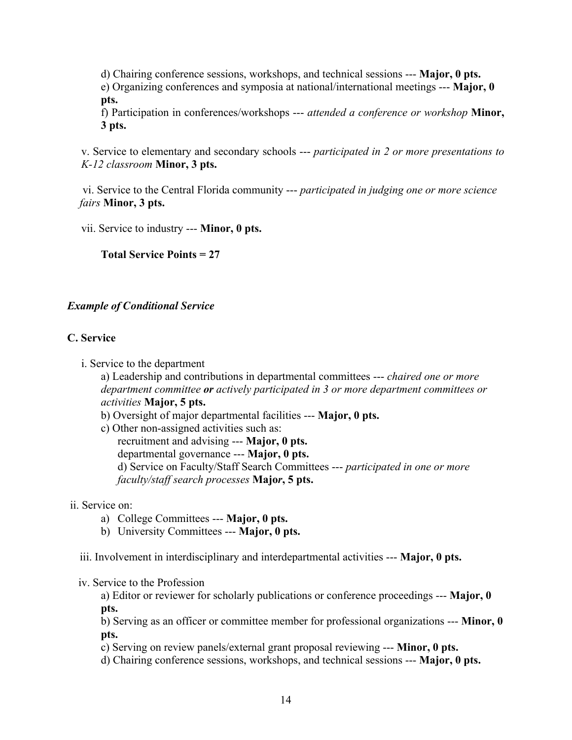d) Chairing conference sessions, workshops, and technical sessions --- **Major, 0 pts.**
e) Organizing conferences and symposia at national/international meetings --- **Major, 0 pts.**
f) Participation in conferences/workshops --- *attended a conference or workshop* **Minor, 3 pts.**

v. Service to elementary and secondary schools --- *participated in 2 or more presentations to K-12 classroom* **Minor, 3 pts.**

vi. Service to the Central Florida community --- *participated in judging one or more science fairs* **Minor, 3 pts.**

vii. Service to industry --- **Minor, 0 pts.**

**Total Service Points = 27**

***Example of Conditional Service***

**C. Service**

i. Service to the department

a) Leadership and contributions in departmental committees --- *chaired one or more department committee* ***or*** *actively participated in 3 or more department committees or activities* **Major, 5 pts.**
b) Oversight of major departmental facilities --- **Major, 0 pts.**
c) Other non-assigned activities such as:
recruitment and advising --- **Major, 0 pts.**
departmental governance --- **Major, 0 pts.**
d) Service on Faculty/Staff Search Committees --- *participated in one or more faculty/staff search processes* **Major, 5 pts.**

ii. Service on:

a) College Committees --- **Major, 0 pts.**
b) University Committees --- **Major, 0 pts.**

iii. Involvement in interdisciplinary and interdepartmental activities --- **Major, 0 pts.**

iv. Service to the Profession

a) Editor or reviewer for scholarly publications or conference proceedings --- **Major, 0 pts.**
b) Serving as an officer or committee member for professional organizations --- **Minor, 0 pts.**
c) Serving on review panels/external grant proposal reviewing --- **Minor, 0 pts.**
d) Chairing conference sessions, workshops, and technical sessions --- **Major, 0 pts.**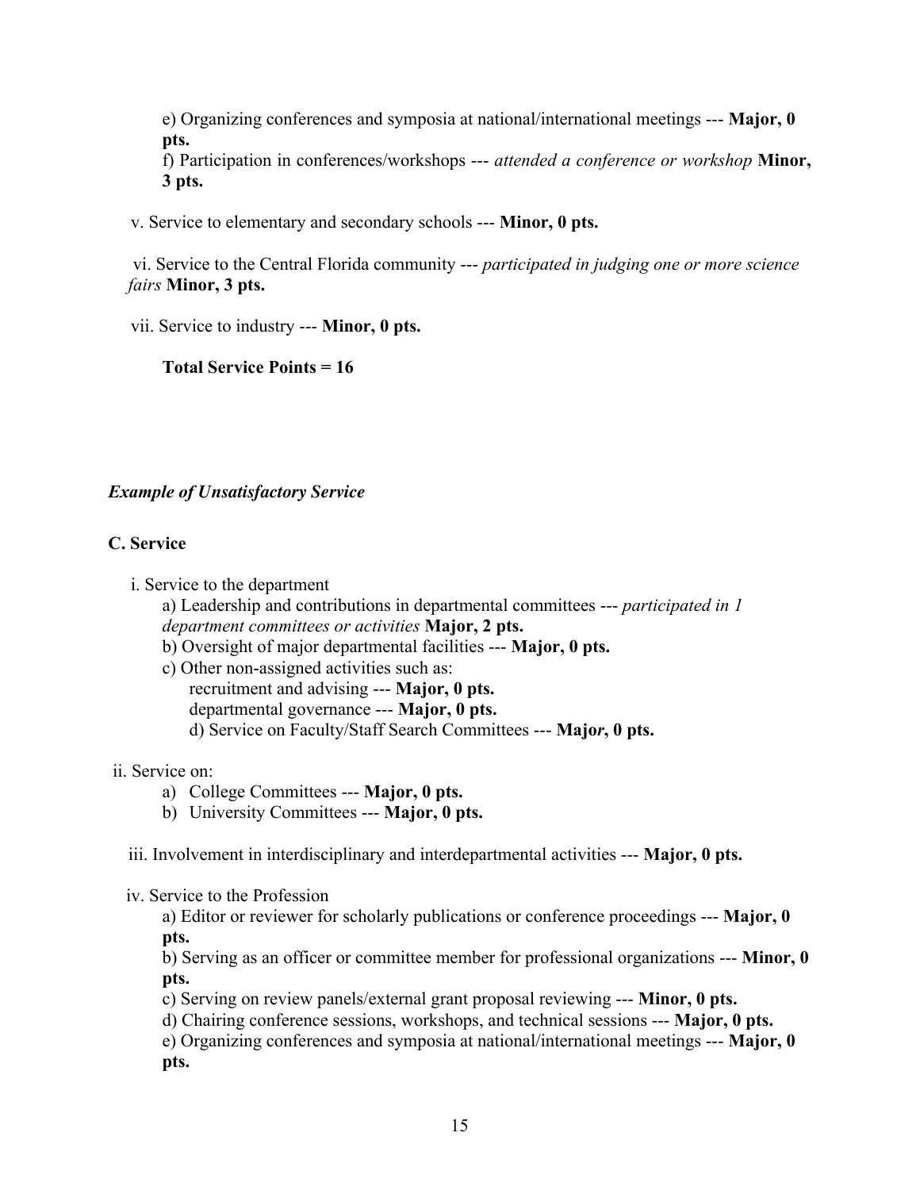e) Organizing conferences and symposia at national/international meetings --- **Major, 0 pts.**
f) Participation in conferences/workshops --- *attended a conference or workshop* **Minor, 3 pts.**

v. Service to elementary and secondary schools --- **Minor, 0 pts.**

vi. Service to the Central Florida community --- *participated in judging one or more science fairs* **Minor, 3 pts.**

vii. Service to industry --- **Minor, 0 pts.**

**Total Service Points = 16**

***Example of Unsatisfactory Service***

**C. Service**

i. Service to the department
a) Leadership and contributions in departmental committees --- *participated in 1 department committees or activities* **Major, 2 pts.**
b) Oversight of major departmental facilities --- **Major, 0 pts.**
c) Other non-assigned activities such as:
recruitment and advising --- **Major, 0 pts.**
departmental governance --- **Major, 0 pts.**
d) Service on Faculty/Staff Search Committees --- **Major, 0 pts.**

ii. Service on:
a) College Committees --- **Major, 0 pts.**
b) University Committees --- **Major, 0 pts.**

iii. Involvement in interdisciplinary and interdepartmental activities --- **Major, 0 pts.**

iv. Service to the Profession
a) Editor or reviewer for scholarly publications or conference proceedings --- **Major, 0 pts.**
b) Serving as an officer or committee member for professional organizations --- **Minor, 0 pts.**
c) Serving on review panels/external grant proposal reviewing --- **Minor, 0 pts.**
d) Chairing conference sessions, workshops, and technical sessions --- **Major, 0 pts.**
e) Organizing conferences and symposia at national/international meetings --- **Major, 0 pts.**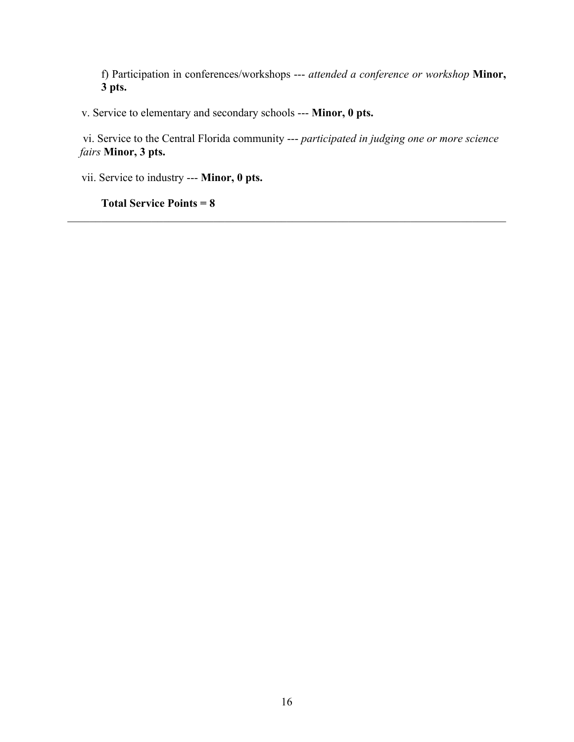f) Participation in conferences/workshops --- *attended a conference or workshop* **Minor, 3 pts.**

v. Service to elementary and secondary schools --- **Minor, 0 pts.**

vi. Service to the Central Florida community --- *participated in judging one or more science fairs* **Minor, 3 pts.**

vii. Service to industry --- **Minor, 0 pts.**

**Total Service Points = 8**

---